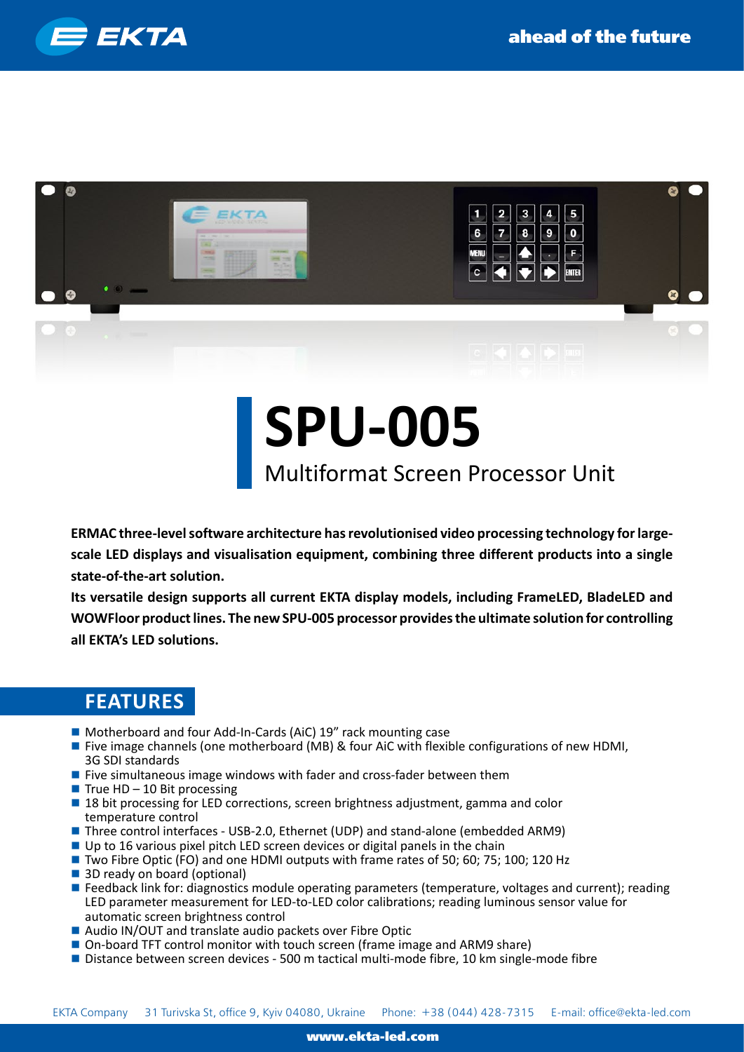# SPU-005

## Multiformat Screen Processor Unit

**ERMAC three-level software architecture has revolutionised video processing technology for large-scale LED displays and visualisation equipment, combining three different products into a single state-of-the-art solution.**

**Its versatile design supports all current EKTA display models, including FrameLED, BladeLED and WOWFloor product lines. The new SPU-005 processor provides the ultimate solution for controlling all EKTA's LED solutions.**

## FEATURES

- Motherboard and four Add-In-Cards (AiC) 19" rack mounting case
- Five image channels (one motherboard (MB) & four AiC with flexible configurations of new HDMI, 3G SDI standards
- Five simultaneous image windows with fader and cross-fader between them
- True HD – 10 Bit processing
- 18 bit processing for LED corrections, screen brightness adjustment, gamma and color temperature control
- Three control interfaces - USB-2.0, Ethernet (UDP) and stand-alone (embedded ARM9)
- Up to 16 various pixel pitch LED screen devices or digital panels in the chain
- Two Fibre Optic (FO) and one HDMI outputs with frame rates of 50; 60; 75; 100; 120 Hz
- 3D ready on board (optional)
- Feedback link for: diagnostics module operating parameters (temperature, voltages and current); reading LED parameter measurement for LED-to-LED color calibrations; reading luminous sensor value for automatic screen brightness control
- Audio IN/OUT and translate audio packets over Fibre Optic
- On-board TFT control monitor with touch screen (frame image and ARM9 share)
- Distance between screen devices - 500 m tactical multi-mode fibre, 10 km single-mode fibre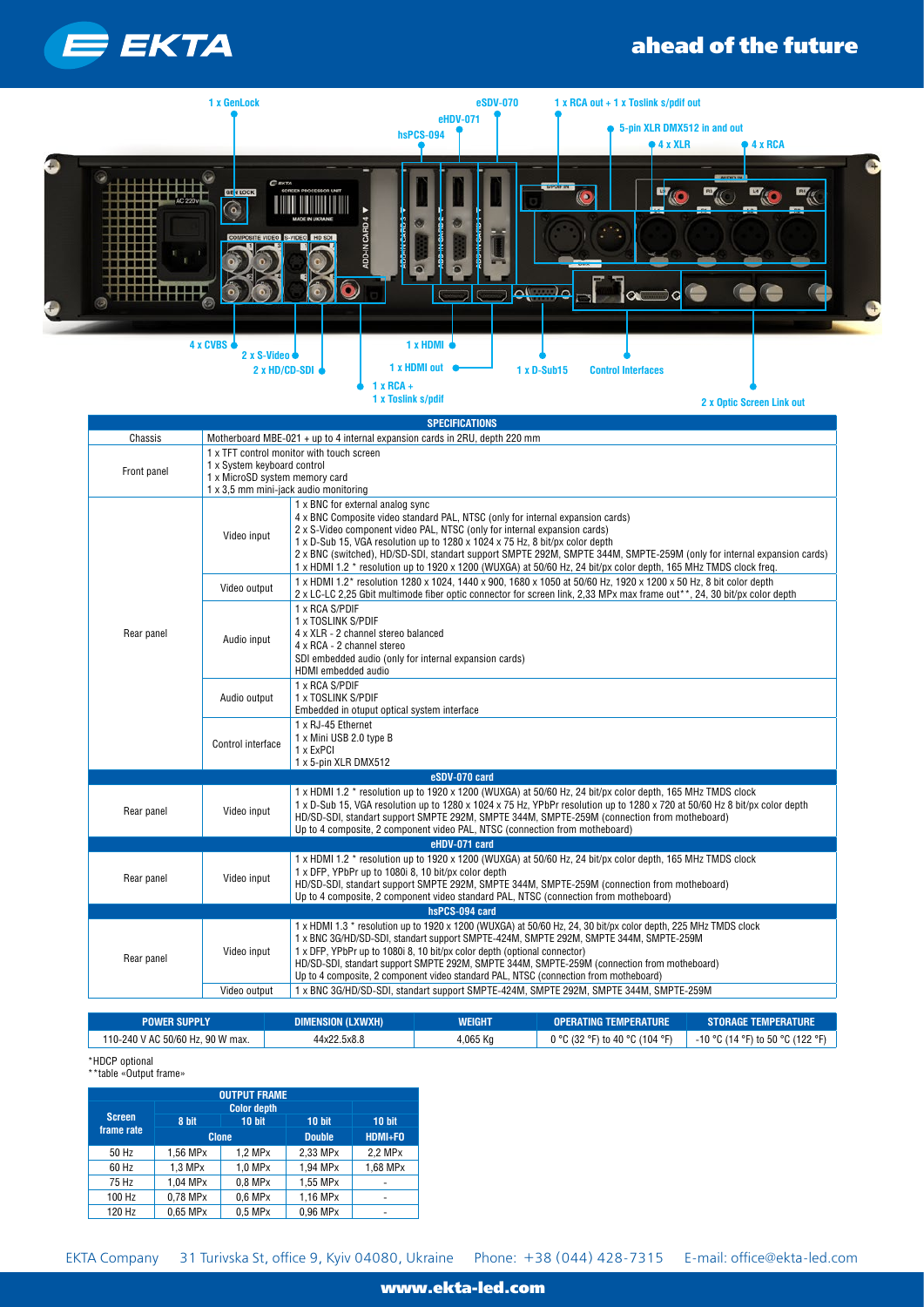ahead of the future

1 x GenLock

eSDV-070

eHDV-071

hsPCS-094

1 x RCA out + 1 x Toslink s/pdif out

5-pin XLR DMX512 in and out

4 x XLR

4 x RCA

4 x CVBS

2 x S-Video

2 x HD/CD-SDI

1 x HDMI

1 x HDMI out

1 x RCA + 1 x Toslink s/pdif

1 x D-Sub15

Control Interfaces

2 x Optic Screen Link out

| SPECIFICATIONS | | |
|---|---|---|
| Chassis | | Motherboard MBE-021 + up to 4 internal expansion cards in 2RU, depth 220 mm |
| Front panel | | 1 x TFT control monitor with touch screen<br>1 x System keyboard control<br>1 x MicroSD system memory card<br>1 x 3,5 mm mini-jack audio monitoring |
| Rear panel | Video input | 1 x BNC for external analog sync<br>4 x BNC Composite video standard PAL, NTSC (only for internal expansion cards)<br>2 x S-Video component video PAL, NTSC (only for internal expansion cards)<br>1 x D-Sub 15, VGA resolution up to 1280 x 1024 x 75 Hz, 8 bit/px color depth<br>2 x BNC (switched), HD/SD-SDI, standart support SMPTE 292M, SMPTE 344M, SMPTE-259M (only for internal expansion cards)<br>1 x HDMI 1.2 * resolution up to 1920 x 1200 (WUXGA) at 50/60 Hz, 24 bit/px color depth, 165 MHz TMDS clock freq. |
| | Video output | 1 x HDMI 1.2* resolution 1280 x 1024, 1440 x 900, 1680 x 1050 at 50/60 Hz, 1920 x 1200 x 50 Hz, 8 bit color depth<br>2 x LC-LC 2,25 Gbit multimode fiber optic connector for screen link, 2,33 MPx max frame out**, 24, 30 bit/px color depth |
| | Audio input | 1 x RCA S/PDIF<br>1 x TOSLINK S/PDIF<br>4 x XLR - 2 channel stereo balanced<br>4 x RCA - 2 channel stereo<br>SDI embedded audio (only for internal expansion cards)<br>HDMI embedded audio |
| | Audio output | 1 x RCA S/PDIF<br>1 x TOSLINK S/PDIF<br>Embedded in otuput optical system interface |
| | Control interface | 1 x RJ-45 Ethernet<br>1 x Mini USB 2.0 type B<br>1 x ExPCI<br>1 x 5-pin XLR DMX512 |
| **eSDV-070 card** | | |
| Rear panel | Video input | 1 x HDMI 1.2 * resolution up to 1920 x 1200 (WUXGA) at 50/60 Hz, 24 bit/px color depth, 165 MHz TMDS clock<br>1 x D-Sub 15, VGA resolution up to 1280 x 1024 x 75 Hz, YPbPr resolution up to 1280 x 720 at 50/60 Hz 8 bit/px color depth<br>HD/SD-SDI, standart support SMPTE 292M, SMPTE 344M, SMPTE-259M (connection from motheboard)<br>Up to 4 composite, 2 component video PAL, NTSC (connection from motheboard) |
| **eHDV-071 card** | | |
| Rear panel | Video input | 1 x HDMI 1.2 * resolution up to 1920 x 1200 (WUXGA) at 50/60 Hz, 24 bit/px color depth, 165 MHz TMDS clock<br>1 x DFP, YPbPr up to 1080i 8, 10 bit/px color depth<br>HD/SD-SDI, standart support SMPTE 292M, SMPTE 344M, SMPTE-259M (connection from motheboard)<br>Up to 4 composite, 2 component video standard PAL, NTSC (connection from motheboard) |
| **hsPCS-094 card** | | |
| Rear panel | Video input | 1 x HDMI 1.3 * resolution up to 1920 x 1200 (WUXGA) at 50/60 Hz, 24, 30 bit/px color depth, 225 MHz TMDS clock<br>1 x BNC 3G/HD/SD-SDI, standart support SMPTE-424M, SMPTE 292M, SMPTE 344M, SMPTE-259M<br>1 x DFP, YPbPr up to 1080i 8, 10 bit/px color depth (optional connector)<br>HD/SD-SDI, standart support SMPTE 292M, SMPTE 344M, SMPTE-259M (connection from motheboard)<br>Up to 4 composite, 2 component video standard PAL, NTSC (connection from motheboard) |
| | Video output | 1 x BNC 3G/HD/SD-SDI, standart support SMPTE-424M, SMPTE 292M, SMPTE 344M, SMPTE-259M |

| POWER SUPPLY | DIMENSION (LXWXH) | WEIGHT | OPERATING TEMPERATURE | STORAGE TEMPERATURE |
|---|---|---|---|---|
| 110-240 V AC 50/60 Hz, 90 W max. | 44x22.5x8.8 | 4,065 Kg | 0 °C (32 °F) to 40 °C (104 °F) | -10 °C (14 °F) to 50 °C (122 °F) |

*HDCP optional
**table «Output frame»

| OUTPUT FRAME | | | | |
|---|---|---|---|---|
| Screen frame rate | Color depth | | | |
| | 8 bit | 10 bit | 10 bit | 10 bit |
| | Clone | | Double | HDMI+FO |
| 50 Hz | 1,56 MPx | 1,2 MPx | 2,33 MPx | 2,2 MPx |
| 60 Hz | 1,3 MPx | 1,0 MPx | 1,94 MPx | 1,68 MPx |
| 75 Hz | 1,04 MPx | 0,8 MPx | 1,55 MPx | - |
| 100 Hz | 0,78 MPx | 0,6 MPx | 1,16 MPx | - |
| 120 Hz | 0,65 MPx | 0,5 MPx | 0,96 MPx | - |

EKTA Company 31 Turivska St, office 9, Kyiv 04080, Ukraine Phone: +38 (044) 428-7315 E-mail: office@ekta-led.com

www.ekta-led.com